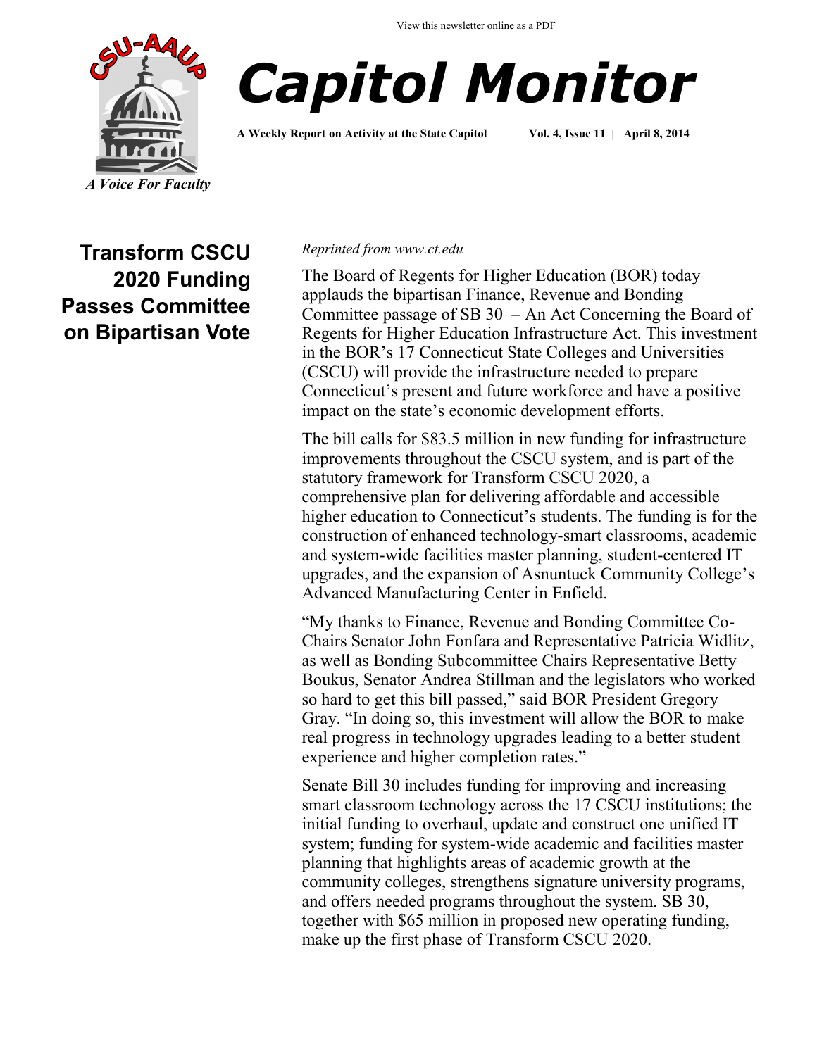View this newsletter online as a PDF

# Capitol Monitor

**A Weekly Report on Activity at the State Capitol** **Vol. 4, Issue 11 | April 8, 2014**

*A Voice For Faculty*

## Transform CSCU 2020 Funding Passes Committee on Bipartisan Vote

*Reprinted from www.ct.edu*

The Board of Regents for Higher Education (BOR) today applauds the bipartisan Finance, Revenue and Bonding Committee passage of SB 30 – An Act Concerning the Board of Regents for Higher Education Infrastructure Act. This investment in the BOR's 17 Connecticut State Colleges and Universities (CSCU) will provide the infrastructure needed to prepare Connecticut's present and future workforce and have a positive impact on the state's economic development efforts.

The bill calls for $83.5 million in new funding for infrastructure improvements throughout the CSCU system, and is part of the statutory framework for Transform CSCU 2020, a comprehensive plan for delivering affordable and accessible higher education to Connecticut's students. The funding is for the construction of enhanced technology-smart classrooms, academic and system-wide facilities master planning, student-centered IT upgrades, and the expansion of Asnuntuck Community College's Advanced Manufacturing Center in Enfield.

"My thanks to Finance, Revenue and Bonding Committee Co-Chairs Senator John Fonfara and Representative Patricia Widlitz, as well as Bonding Subcommittee Chairs Representative Betty Boukus, Senator Andrea Stillman and the legislators who worked so hard to get this bill passed," said BOR President Gregory Gray. "In doing so, this investment will allow the BOR to make real progress in technology upgrades leading to a better student experience and higher completion rates."

Senate Bill 30 includes funding for improving and increasing smart classroom technology across the 17 CSCU institutions; the initial funding to overhaul, update and construct one unified IT system; funding for system-wide academic and facilities master planning that highlights areas of academic growth at the community colleges, strengthens signature university programs, and offers needed programs throughout the system. SB 30, together with $65 million in proposed new operating funding, make up the first phase of Transform CSCU 2020.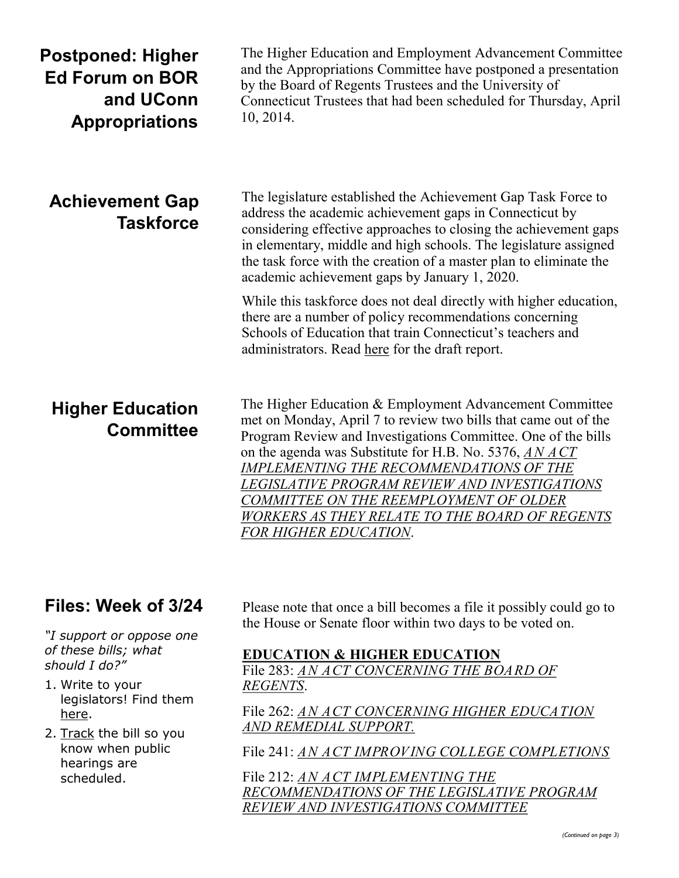## Postponed: Higher Ed Forum on BOR and UConn Appropriations

The Higher Education and Employment Advancement Committee and the Appropriations Committee have postponed a presentation by the Board of Regents Trustees and the University of Connecticut Trustees that had been scheduled for Thursday, April 10, 2014.

## Achievement Gap Taskforce

The legislature established the Achievement Gap Task Force to address the academic achievement gaps in Connecticut by considering effective approaches to closing the achievement gaps in elementary, middle and high schools. The legislature assigned the task force with the creation of a master plan to eliminate the academic achievement gaps by January 1, 2020.

While this taskforce does not deal directly with higher education, there are a number of policy recommendations concerning Schools of Education that train Connecticut's teachers and administrators. Read here for the draft report.

## Higher Education Committee

The Higher Education & Employment Advancement Committee met on Monday, April 7 to review two bills that came out of the Program Review and Investigations Committee. One of the bills on the agenda was Substitute for H.B. No. 5376, *AN ACT IMPLEMENTING THE RECOMMENDATIONS OF THE LEGISLATIVE PROGRAM REVIEW AND INVESTIGATIONS COMMITTEE ON THE REEMPLOYMENT OF OLDER WORKERS AS THEY RELATE TO THE BOARD OF REGENTS FOR HIGHER EDUCATION*.

## Files: Week of 3/24

*"I support or oppose one of these bills; what should I do?"*

1. Write to your legislators! Find them here.
2. Track the bill so you know when public hearings are scheduled.

Please note that once a bill becomes a file it possibly could go to the House or Senate floor within two days to be voted on.

**EDUCATION & HIGHER EDUCATION**

File 283: *AN ACT CONCERNING THE BOARD OF REGENTS*.

File 262: *AN ACT CONCERNING HIGHER EDUCATION AND REMEDIAL SUPPORT.*

File 241: *AN ACT IMPROVING COLLEGE COMPLETIONS*

File 212: *AN ACT IMPLEMENTING THE RECOMMENDATIONS OF THE LEGISLATIVE PROGRAM REVIEW AND INVESTIGATIONS COMMITTEE*

*(Continued on page 3)*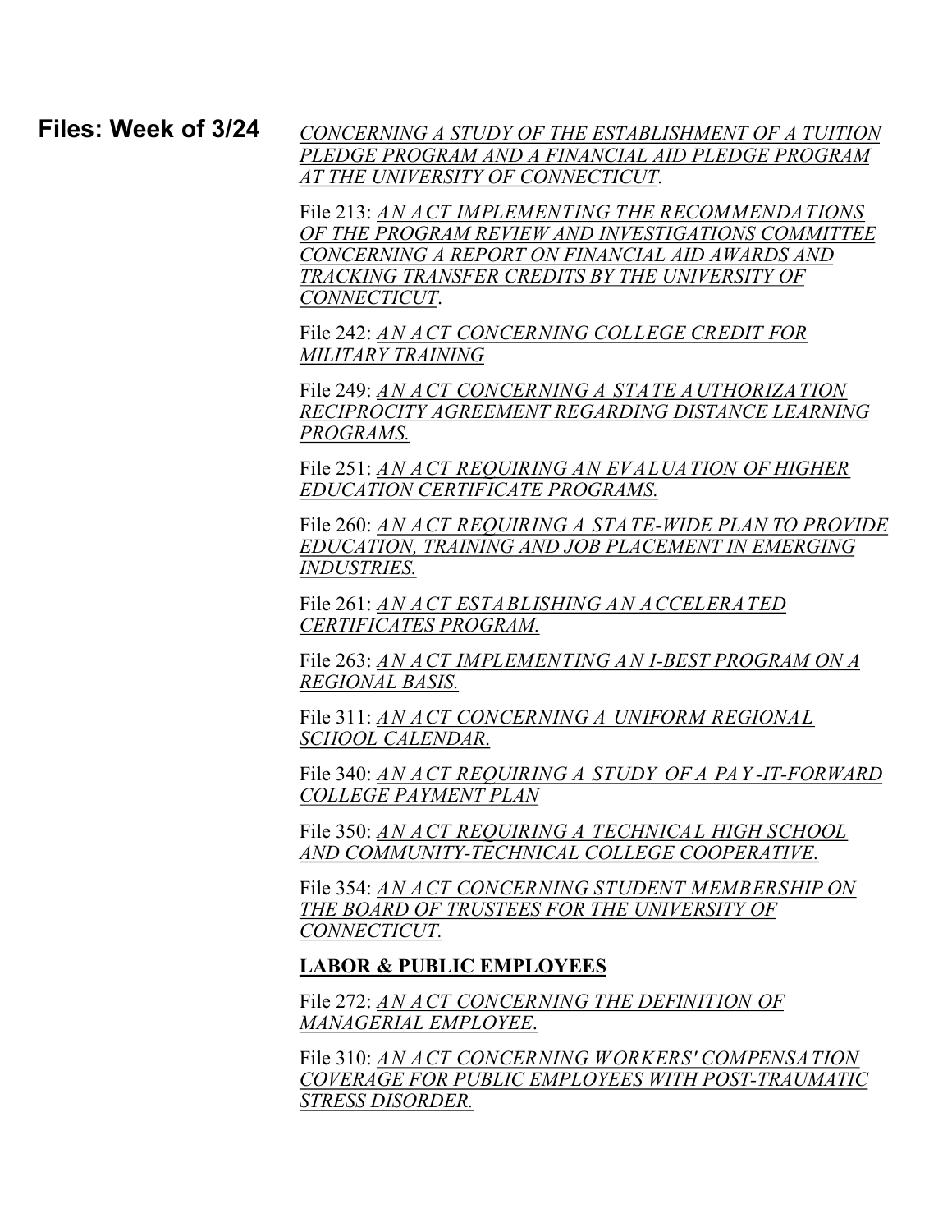**Files: Week of 3/24**

*CONCERNING A STUDY OF THE ESTABLISHMENT OF A TUITION PLEDGE PROGRAM AND A FINANCIAL AID PLEDGE PROGRAM AT THE UNIVERSITY OF CONNECTICUT*.

File 213: *AN ACT IMPLEMENTING THE RECOMMENDATIONS OF THE PROGRAM REVIEW AND INVESTIGATIONS COMMITTEE CONCERNING A REPORT ON FINANCIAL AID AWARDS AND TRACKING TRANSFER CREDITS BY THE UNIVERSITY OF CONNECTICUT*.

File 242: *AN ACT CONCERNING COLLEGE CREDIT FOR MILITARY TRAINING*

File 249: *AN ACT CONCERNING A STATE AUTHORIZATION RECIPROCITY AGREEMENT REGARDING DISTANCE LEARNING PROGRAMS.*

File 251: *AN ACT REQUIRING AN EVALUATION OF HIGHER EDUCATION CERTIFICATE PROGRAMS.*

File 260: *AN ACT REQUIRING A STATE-WIDE PLAN TO PROVIDE EDUCATION, TRAINING AND JOB PLACEMENT IN EMERGING INDUSTRIES.*

File 261: *AN ACT ESTABLISHING AN ACCELERATED CERTIFICATES PROGRAM.*

File 263: *AN ACT IMPLEMENTING AN I-BEST PROGRAM ON A REGIONAL BASIS.*

File 311: *AN ACT CONCERNING A UNIFORM REGIONAL SCHOOL CALENDAR*.

File 340: *AN ACT REQUIRING A STUDY OF A PAY-IT-FORWARD COLLEGE PAYMENT PLAN*

File 350: *AN ACT REQUIRING A TECHNICAL HIGH SCHOOL AND COMMUNITY-TECHNICAL COLLEGE COOPERATIVE.*

File 354: *AN ACT CONCERNING STUDENT MEMBERSHIP ON THE BOARD OF TRUSTEES FOR THE UNIVERSITY OF CONNECTICUT.*

**LABOR & PUBLIC EMPLOYEES**

File 272: *AN ACT CONCERNING THE DEFINITION OF MANAGERIAL EMPLOYEE*.

File 310: *AN ACT CONCERNING WORKERS' COMPENSATION COVERAGE FOR PUBLIC EMPLOYEES WITH POST-TRAUMATIC STRESS DISORDER.*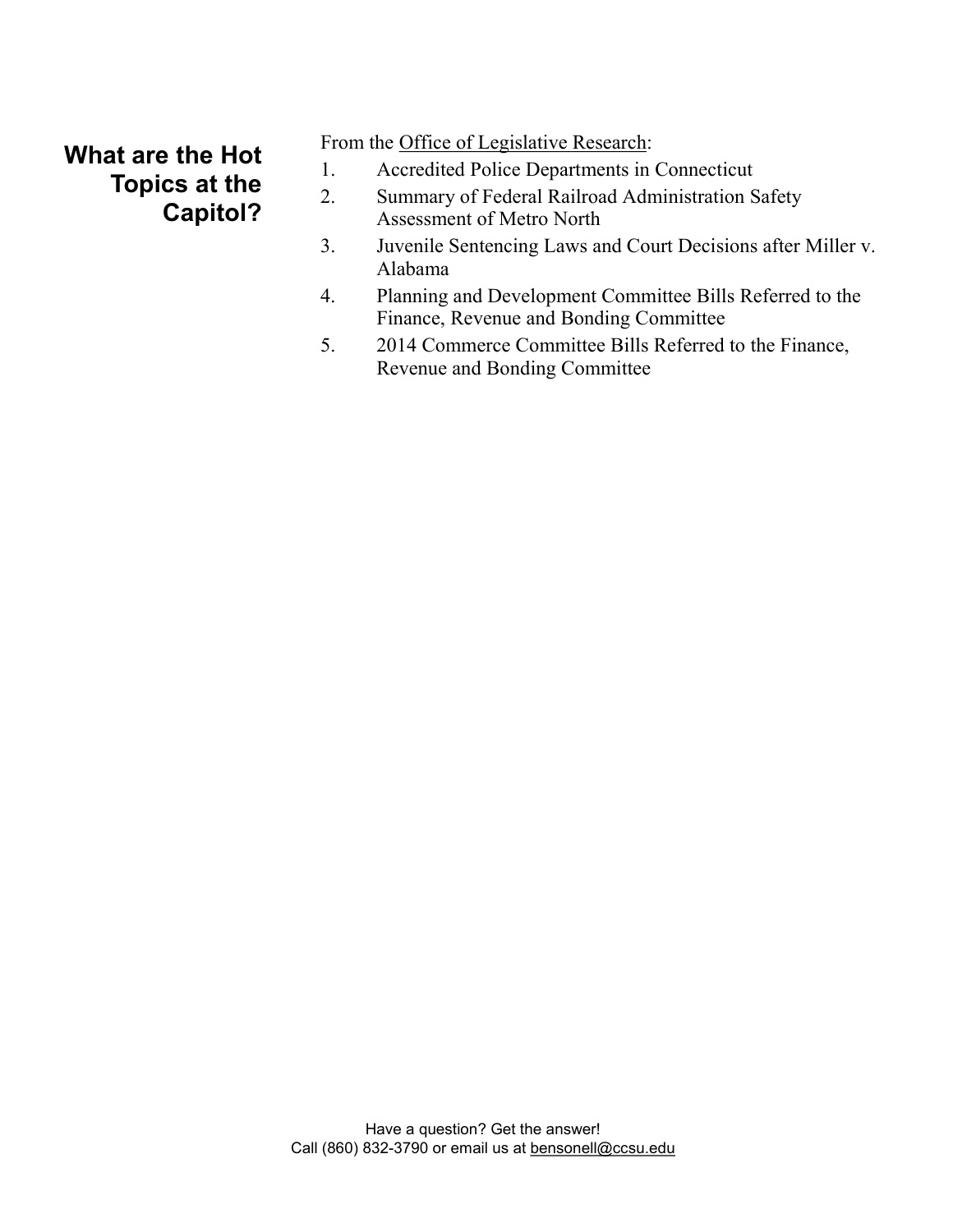## What are the Hot Topics at the Capitol?

From the Office of Legislative Research:

1. Accredited Police Departments in Connecticut
2. Summary of Federal Railroad Administration Safety Assessment of Metro North
3. Juvenile Sentencing Laws and Court Decisions after Miller v. Alabama
4. Planning and Development Committee Bills Referred to the Finance, Revenue and Bonding Committee
5. 2014 Commerce Committee Bills Referred to the Finance, Revenue and Bonding Committee

Have a question? Get the answer!
Call (860) 832-3790 or email us at bensonell@ccsu.edu